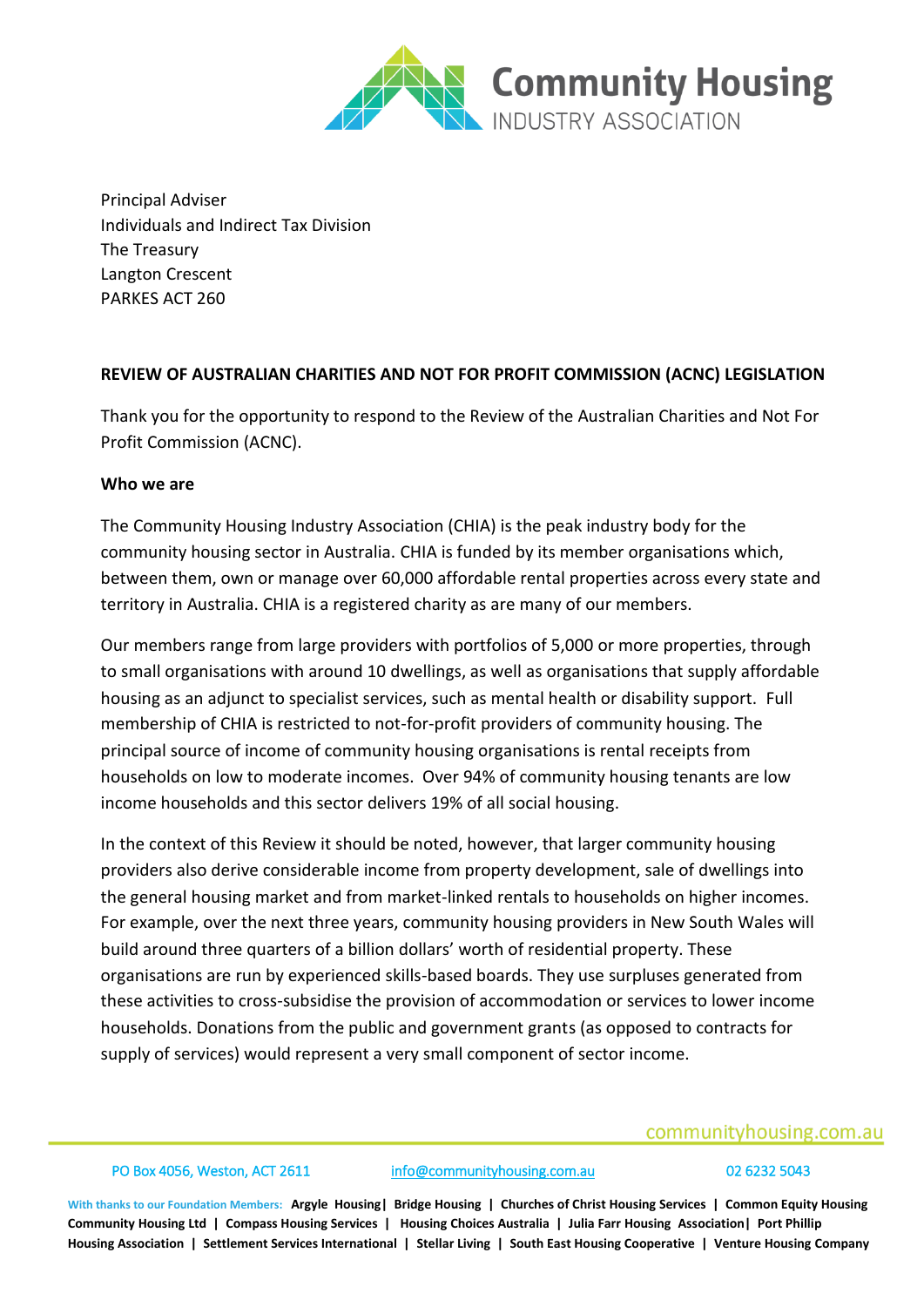Principal Adviser
Individuals and Indirect Tax Division
The Treasury
Langton Crescent
PARKES ACT 260

**REVIEW OF AUSTRALIAN CHARITIES AND NOT FOR PROFIT COMMISSION (ACNC) LEGISLATION**

Thank you for the opportunity to respond to the Review of the Australian Charities and Not For Profit Commission (ACNC).

**Who we are**

The Community Housing Industry Association (CHIA) is the peak industry body for the community housing sector in Australia. CHIA is funded by its member organisations which, between them, own or manage over 60,000 affordable rental properties across every state and territory in Australia. CHIA is a registered charity as are many of our members.

Our members range from large providers with portfolios of 5,000 or more properties, through to small organisations with around 10 dwellings, as well as organisations that supply affordable housing as an adjunct to specialist services, such as mental health or disability support. Full membership of CHIA is restricted to not-for-profit providers of community housing. The principal source of income of community housing organisations is rental receipts from households on low to moderate incomes. Over 94% of community housing tenants are low income households and this sector delivers 19% of all social housing.

In the context of this Review it should be noted, however, that larger community housing providers also derive considerable income from property development, sale of dwellings into the general housing market and from market-linked rentals to households on higher incomes. For example, over the next three years, community housing providers in New South Wales will build around three quarters of a billion dollars' worth of residential property. These organisations are run by experienced skills-based boards. They use surpluses generated from these activities to cross-subsidise the provision of accommodation or services to lower income households. Donations from the public and government grants (as opposed to contracts for supply of services) would represent a very small component of sector income.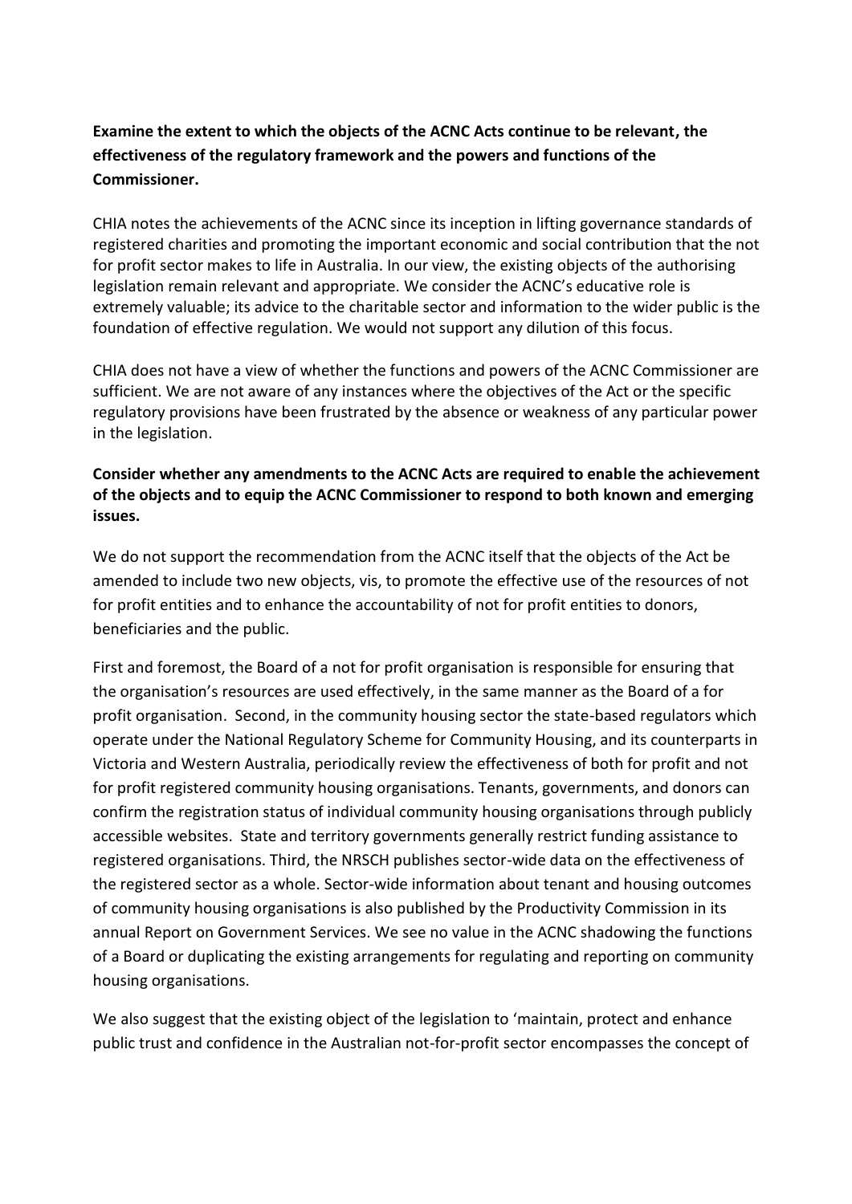**Examine the extent to which the objects of the ACNC Acts continue to be relevant, the effectiveness of the regulatory framework and the powers and functions of the Commissioner.**

CHIA notes the achievements of the ACNC since its inception in lifting governance standards of registered charities and promoting the important economic and social contribution that the not for profit sector makes to life in Australia. In our view, the existing objects of the authorising legislation remain relevant and appropriate. We consider the ACNC's educative role is extremely valuable; its advice to the charitable sector and information to the wider public is the foundation of effective regulation. We would not support any dilution of this focus.

CHIA does not have a view of whether the functions and powers of the ACNC Commissioner are sufficient. We are not aware of any instances where the objectives of the Act or the specific regulatory provisions have been frustrated by the absence or weakness of any particular power in the legislation.

**Consider whether any amendments to the ACNC Acts are required to enable the achievement of the objects and to equip the ACNC Commissioner to respond to both known and emerging issues.**

We do not support the recommendation from the ACNC itself that the objects of the Act be amended to include two new objects, vis, to promote the effective use of the resources of not for profit entities and to enhance the accountability of not for profit entities to donors, beneficiaries and the public.

First and foremost, the Board of a not for profit organisation is responsible for ensuring that the organisation's resources are used effectively, in the same manner as the Board of a for profit organisation. Second, in the community housing sector the state-based regulators which operate under the National Regulatory Scheme for Community Housing, and its counterparts in Victoria and Western Australia, periodically review the effectiveness of both for profit and not for profit registered community housing organisations. Tenants, governments, and donors can confirm the registration status of individual community housing organisations through publicly accessible websites. State and territory governments generally restrict funding assistance to registered organisations. Third, the NRSCH publishes sector-wide data on the effectiveness of the registered sector as a whole. Sector-wide information about tenant and housing outcomes of community housing organisations is also published by the Productivity Commission in its annual Report on Government Services. We see no value in the ACNC shadowing the functions of a Board or duplicating the existing arrangements for regulating and reporting on community housing organisations.

We also suggest that the existing object of the legislation to 'maintain, protect and enhance public trust and confidence in the Australian not-for-profit sector encompasses the concept of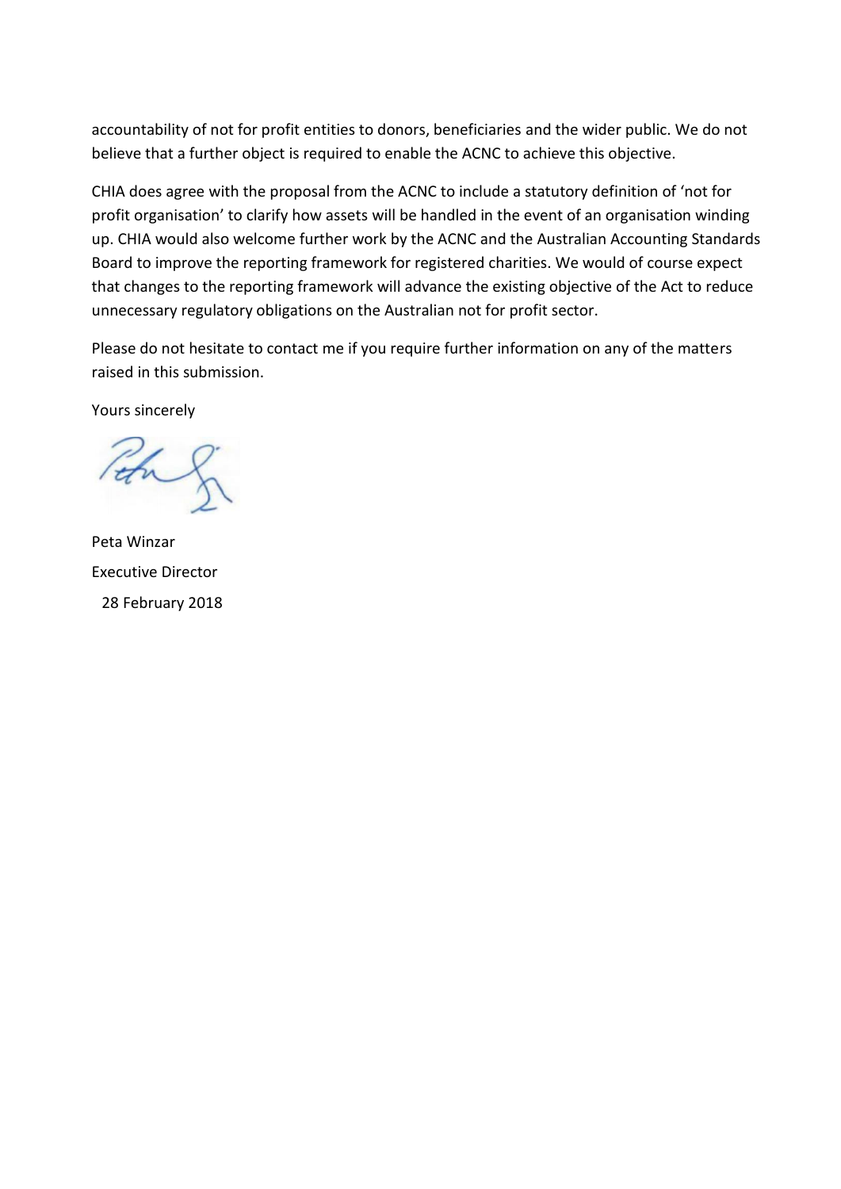accountability of not for profit entities to donors, beneficiaries and the wider public. We do not believe that a further object is required to enable the ACNC to achieve this objective.

CHIA does agree with the proposal from the ACNC to include a statutory definition of 'not for profit organisation' to clarify how assets will be handled in the event of an organisation winding up. CHIA would also welcome further work by the ACNC and the Australian Accounting Standards Board to improve the reporting framework for registered charities. We would of course expect that changes to the reporting framework will advance the existing objective of the Act to reduce unnecessary regulatory obligations on the Australian not for profit sector.

Please do not hesitate to contact me if you require further information on any of the matters raised in this submission.

Yours sincerely

Peta Winzar
Executive Director
28 February 2018